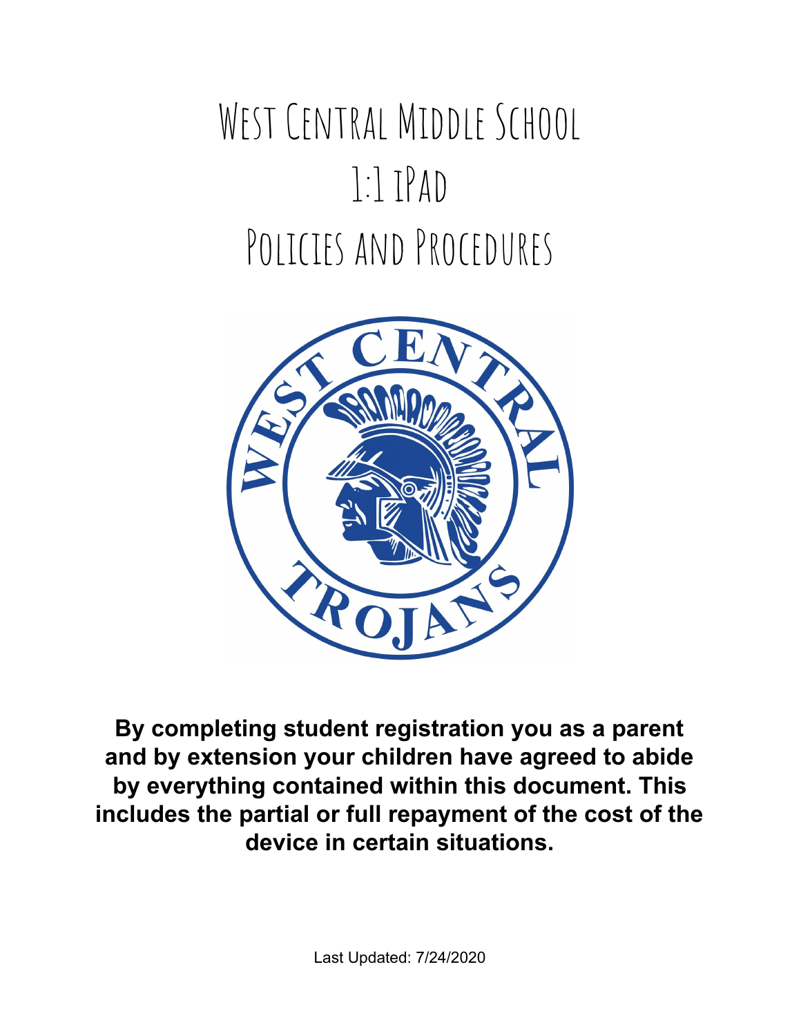# West Central Middle School
# 1:1 iPad
# Policies and Procedures

**By completing student registration you as a parent and by extension your children have agreed to abide by everything contained within this document. This includes the partial or full repayment of the cost of the device in certain situations.**

Last Updated: 7/24/2020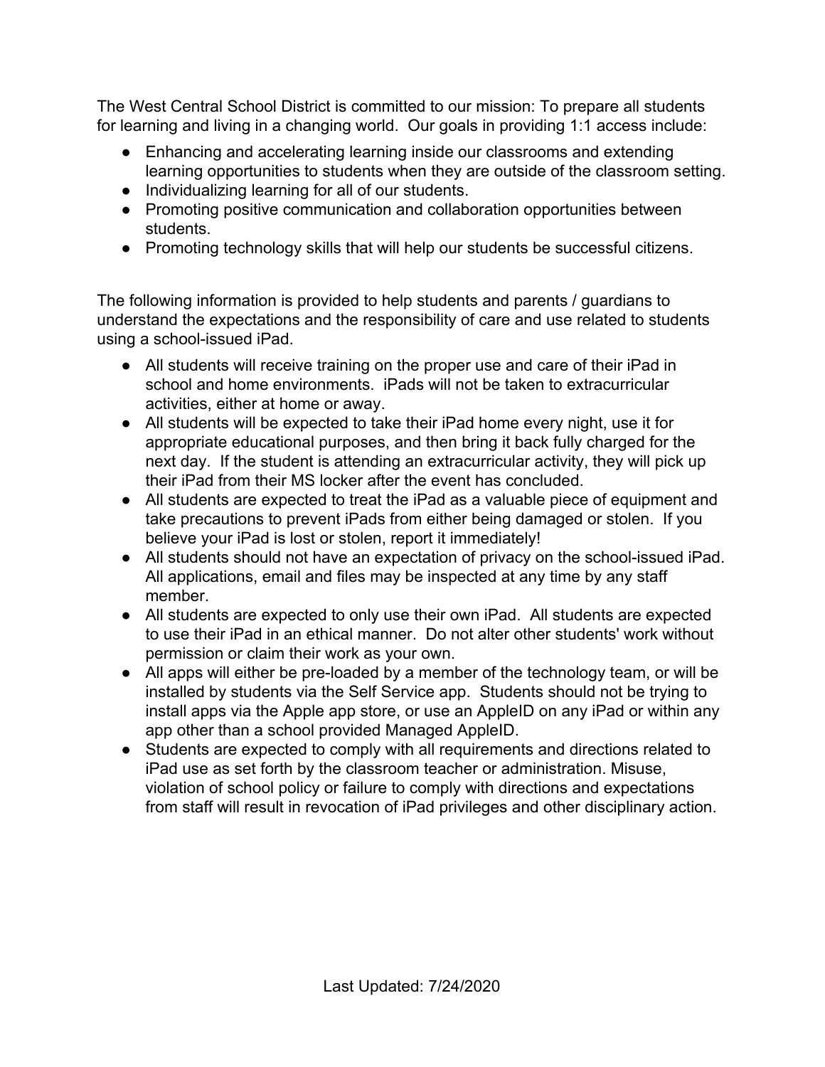The West Central School District is committed to our mission: To prepare all students for learning and living in a changing world. Our goals in providing 1:1 access include:

- Enhancing and accelerating learning inside our classrooms and extending learning opportunities to students when they are outside of the classroom setting.
- Individualizing learning for all of our students.
- Promoting positive communication and collaboration opportunities between students.
- Promoting technology skills that will help our students be successful citizens.

The following information is provided to help students and parents / guardians to understand the expectations and the responsibility of care and use related to students using a school-issued iPad.

- All students will receive training on the proper use and care of their iPad in school and home environments. iPads will not be taken to extracurricular activities, either at home or away.
- All students will be expected to take their iPad home every night, use it for appropriate educational purposes, and then bring it back fully charged for the next day. If the student is attending an extracurricular activity, they will pick up their iPad from their MS locker after the event has concluded.
- All students are expected to treat the iPad as a valuable piece of equipment and take precautions to prevent iPads from either being damaged or stolen. If you believe your iPad is lost or stolen, report it immediately!
- All students should not have an expectation of privacy on the school-issued iPad. All applications, email and files may be inspected at any time by any staff member.
- All students are expected to only use their own iPad. All students are expected to use their iPad in an ethical manner. Do not alter other students' work without permission or claim their work as your own.
- All apps will either be pre-loaded by a member of the technology team, or will be installed by students via the Self Service app. Students should not be trying to install apps via the Apple app store, or use an AppleID on any iPad or within any app other than a school provided Managed AppleID.
- Students are expected to comply with all requirements and directions related to iPad use as set forth by the classroom teacher or administration. Misuse, violation of school policy or failure to comply with directions and expectations from staff will result in revocation of iPad privileges and other disciplinary action.

Last Updated: 7/24/2020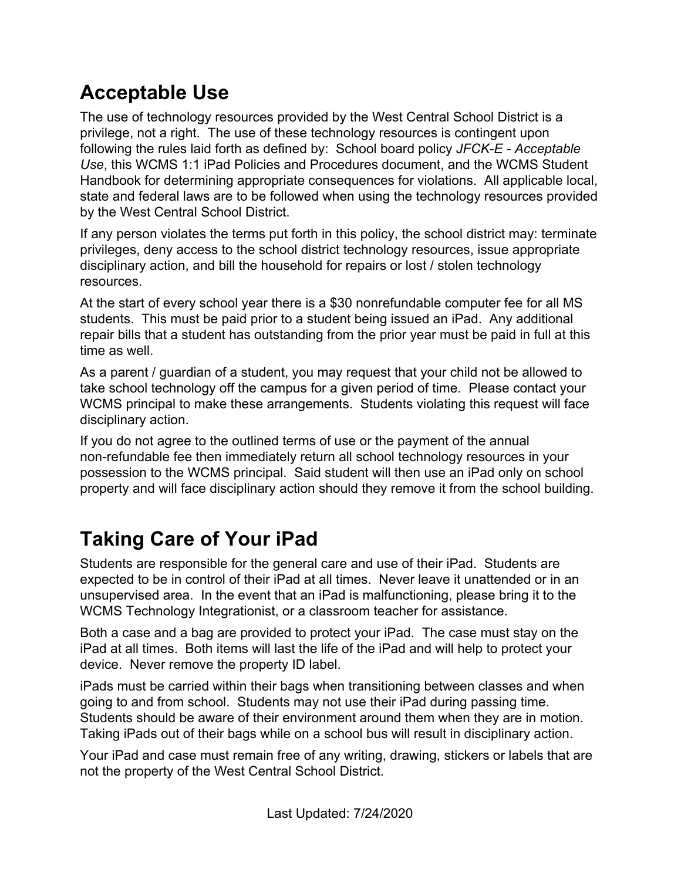## Acceptable Use

The use of technology resources provided by the West Central School District is a privilege, not a right. The use of these technology resources is contingent upon following the rules laid forth as defined by: School board policy *JFCK-E - Acceptable Use*, this WCMS 1:1 iPad Policies and Procedures document, and the WCMS Student Handbook for determining appropriate consequences for violations. All applicable local, state and federal laws are to be followed when using the technology resources provided by the West Central School District.

If any person violates the terms put forth in this policy, the school district may: terminate privileges, deny access to the school district technology resources, issue appropriate disciplinary action, and bill the household for repairs or lost / stolen technology resources.

At the start of every school year there is a $30 nonrefundable computer fee for all MS students. This must be paid prior to a student being issued an iPad. Any additional repair bills that a student has outstanding from the prior year must be paid in full at this time as well.

As a parent / guardian of a student, you may request that your child not be allowed to take school technology off the campus for a given period of time. Please contact your WCMS principal to make these arrangements. Students violating this request will face disciplinary action.

If you do not agree to the outlined terms of use or the payment of the annual non-refundable fee then immediately return all school technology resources in your possession to the WCMS principal. Said student will then use an iPad only on school property and will face disciplinary action should they remove it from the school building.

## Taking Care of Your iPad

Students are responsible for the general care and use of their iPad. Students are expected to be in control of their iPad at all times. Never leave it unattended or in an unsupervised area. In the event that an iPad is malfunctioning, please bring it to the WCMS Technology Integrationist, or a classroom teacher for assistance.

Both a case and a bag are provided to protect your iPad. The case must stay on the iPad at all times. Both items will last the life of the iPad and will help to protect your device. Never remove the property ID label.

iPads must be carried within their bags when transitioning between classes and when going to and from school. Students may not use their iPad during passing time. Students should be aware of their environment around them when they are in motion. Taking iPads out of their bags while on a school bus will result in disciplinary action.

Your iPad and case must remain free of any writing, drawing, stickers or labels that are not the property of the West Central School District.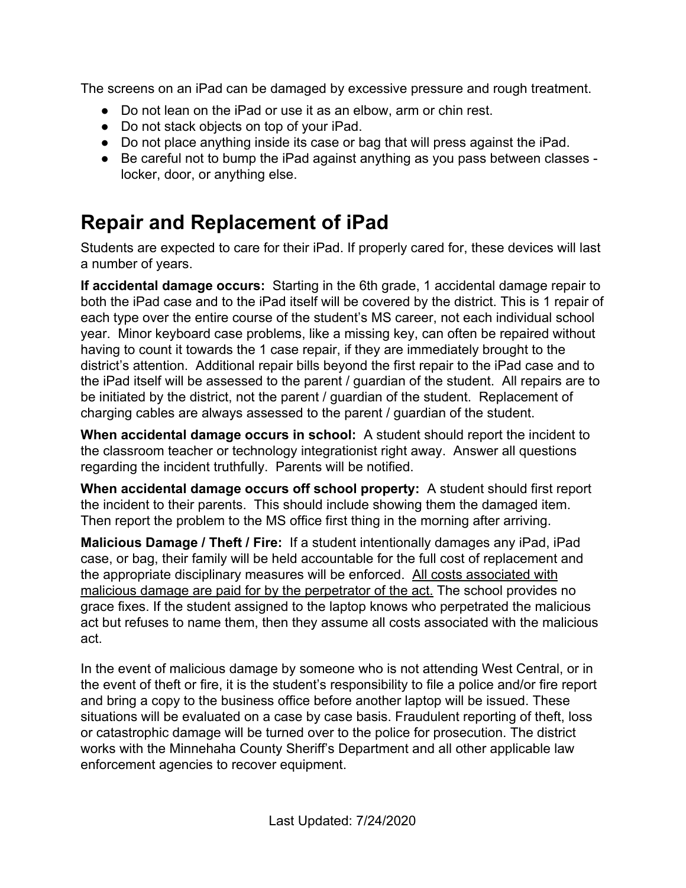The screens on an iPad can be damaged by excessive pressure and rough treatment.

- Do not lean on the iPad or use it as an elbow, arm or chin rest.
- Do not stack objects on top of your iPad.
- Do not place anything inside its case or bag that will press against the iPad.
- Be careful not to bump the iPad against anything as you pass between classes - locker, door, or anything else.

# Repair and Replacement of iPad

Students are expected to care for their iPad. If properly cared for, these devices will last a number of years.

**If accidental damage occurs:** Starting in the 6th grade, 1 accidental damage repair to both the iPad case and to the iPad itself will be covered by the district. This is 1 repair of each type over the entire course of the student's MS career, not each individual school year. Minor keyboard case problems, like a missing key, can often be repaired without having to count it towards the 1 case repair, if they are immediately brought to the district's attention. Additional repair bills beyond the first repair to the iPad case and to the iPad itself will be assessed to the parent / guardian of the student. All repairs are to be initiated by the district, not the parent / guardian of the student. Replacement of charging cables are always assessed to the parent / guardian of the student.

**When accidental damage occurs in school:** A student should report the incident to the classroom teacher or technology integrationist right away. Answer all questions regarding the incident truthfully. Parents will be notified.

**When accidental damage occurs off school property:** A student should first report the incident to their parents. This should include showing them the damaged item. Then report the problem to the MS office first thing in the morning after arriving.

**Malicious Damage / Theft / Fire:** If a student intentionally damages any iPad, iPad case, or bag, their family will be held accountable for the full cost of replacement and the appropriate disciplinary measures will be enforced. <u>All costs associated with malicious damage are paid for by the perpetrator of the act.</u> The school provides no grace fixes. If the student assigned to the laptop knows who perpetrated the malicious act but refuses to name them, then they assume all costs associated with the malicious act.

In the event of malicious damage by someone who is not attending West Central, or in the event of theft or fire, it is the student's responsibility to file a police and/or fire report and bring a copy to the business office before another laptop will be issued. These situations will be evaluated on a case by case basis. Fraudulent reporting of theft, loss or catastrophic damage will be turned over to the police for prosecution. The district works with the Minnehaha County Sheriff's Department and all other applicable law enforcement agencies to recover equipment.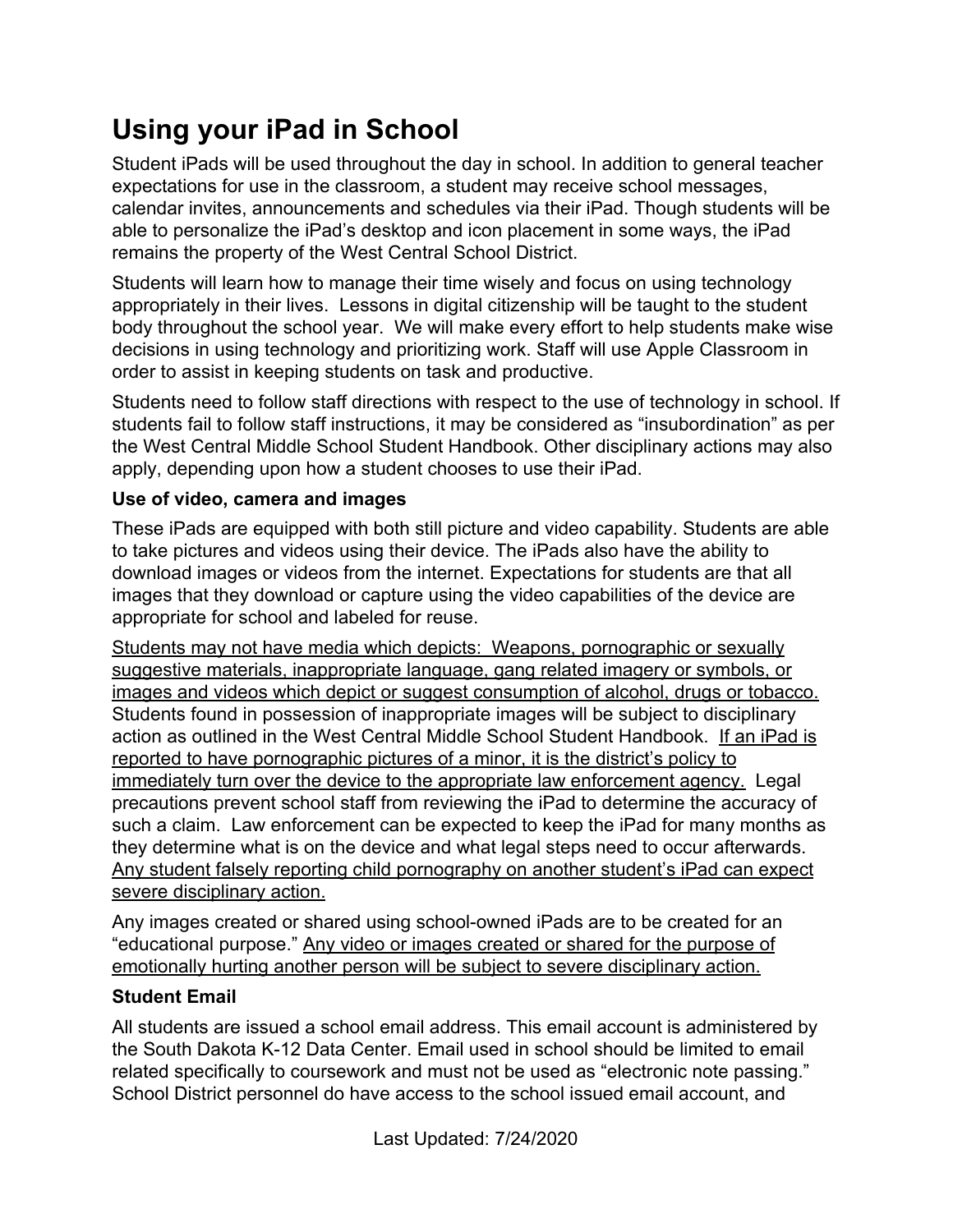# Using your iPad in School

Student iPads will be used throughout the day in school. In addition to general teacher expectations for use in the classroom, a student may receive school messages, calendar invites, announcements and schedules via their iPad. Though students will be able to personalize the iPad's desktop and icon placement in some ways, the iPad remains the property of the West Central School District.

Students will learn how to manage their time wisely and focus on using technology appropriately in their lives. Lessons in digital citizenship will be taught to the student body throughout the school year. We will make every effort to help students make wise decisions in using technology and prioritizing work. Staff will use Apple Classroom in order to assist in keeping students on task and productive.

Students need to follow staff directions with respect to the use of technology in school. If students fail to follow staff instructions, it may be considered as "insubordination" as per the West Central Middle School Student Handbook. Other disciplinary actions may also apply, depending upon how a student chooses to use their iPad.

### Use of video, camera and images

These iPads are equipped with both still picture and video capability. Students are able to take pictures and videos using their device. The iPads also have the ability to download images or videos from the internet. Expectations for students are that all images that they download or capture using the video capabilities of the device are appropriate for school and labeled for reuse.

<u>Students may not have media which depicts: Weapons, pornographic or sexually suggestive materials, inappropriate language, gang related imagery or symbols, or images and videos which depict or suggest consumption of alcohol, drugs or tobacco.</u> Students found in possession of inappropriate images will be subject to disciplinary action as outlined in the West Central Middle School Student Handbook. <u>If an iPad is reported to have pornographic pictures of a minor, it is the district's policy to immediately turn over the device to the appropriate law enforcement agency.</u> Legal precautions prevent school staff from reviewing the iPad to determine the accuracy of such a claim. Law enforcement can be expected to keep the iPad for many months as they determine what is on the device and what legal steps need to occur afterwards. <u>Any student falsely reporting child pornography on another student's iPad can expect severe disciplinary action.</u>

Any images created or shared using school-owned iPads are to be created for an "educational purpose." <u>Any video or images created or shared for the purpose of emotionally hurting another person will be subject to severe disciplinary action.</u>

### Student Email

All students are issued a school email address. This email account is administered by the South Dakota K-12 Data Center. Email used in school should be limited to email related specifically to coursework and must not be used as "electronic note passing." School District personnel do have access to the school issued email account, and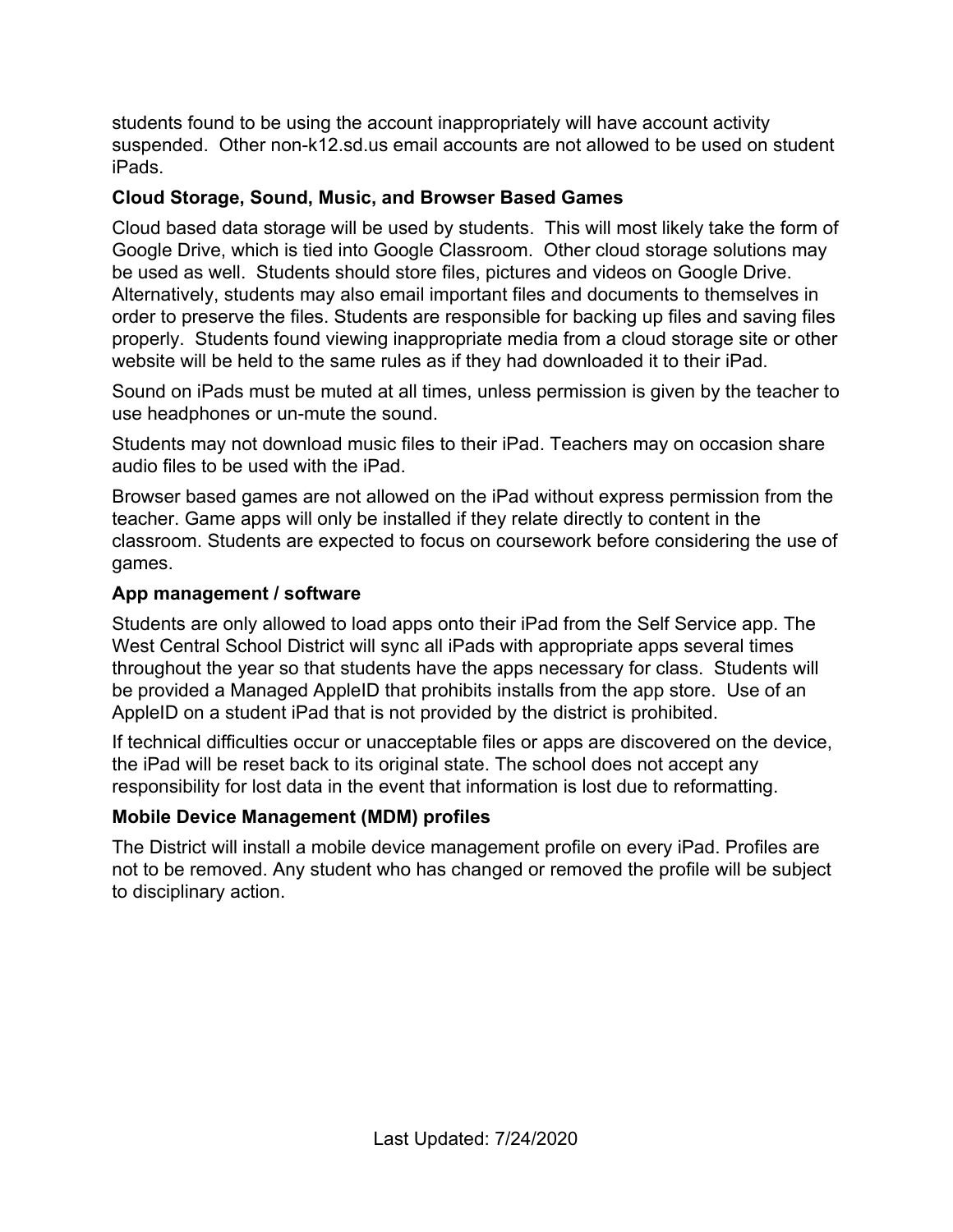students found to be using the account inappropriately will have account activity suspended.  Other non-k12.sd.us email accounts are not allowed to be used on student iPads.

### Cloud Storage, Sound, Music, and Browser Based Games

Cloud based data storage will be used by students.  This will most likely take the form of Google Drive, which is tied into Google Classroom.  Other cloud storage solutions may be used as well.  Students should store files, pictures and videos on Google Drive. Alternatively, students may also email important files and documents to themselves in order to preserve the files. Students are responsible for backing up files and saving files properly.  Students found viewing inappropriate media from a cloud storage site or other website will be held to the same rules as if they had downloaded it to their iPad.

Sound on iPads must be muted at all times, unless permission is given by the teacher to use headphones or un-mute the sound.

Students may not download music files to their iPad. Teachers may on occasion share audio files to be used with the iPad.

Browser based games are not allowed on the iPad without express permission from the teacher. Game apps will only be installed if they relate directly to content in the classroom. Students are expected to focus on coursework before considering the use of games.

### App management / software

Students are only allowed to load apps onto their iPad from the Self Service app. The West Central School District will sync all iPads with appropriate apps several times throughout the year so that students have the apps necessary for class.  Students will be provided a Managed AppleID that prohibits installs from the app store.  Use of an AppleID on a student iPad that is not provided by the district is prohibited.

If technical difficulties occur or unacceptable files or apps are discovered on the device, the iPad will be reset back to its original state. The school does not accept any responsibility for lost data in the event that information is lost due to reformatting.

### Mobile Device Management (MDM) profiles

The District will install a mobile device management profile on every iPad. Profiles are not to be removed. Any student who has changed or removed the profile will be subject to disciplinary action.

Last Updated: 7/24/2020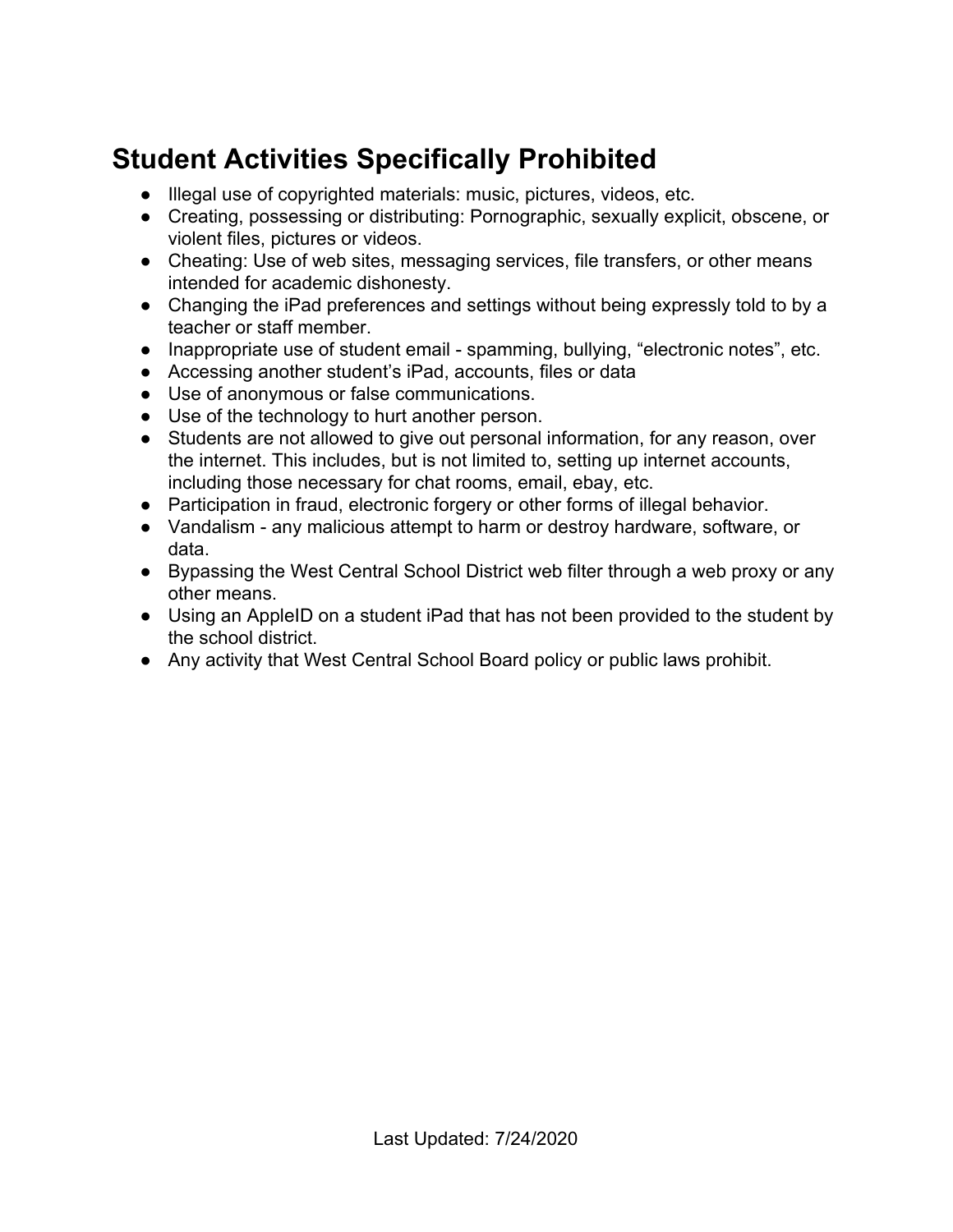## Student Activities Specifically Prohibited

- Illegal use of copyrighted materials: music, pictures, videos, etc.
- Creating, possessing or distributing: Pornographic, sexually explicit, obscene, or violent files, pictures or videos.
- Cheating: Use of web sites, messaging services, file transfers, or other means intended for academic dishonesty.
- Changing the iPad preferences and settings without being expressly told to by a teacher or staff member.
- Inappropriate use of student email - spamming, bullying, "electronic notes", etc.
- Accessing another student's iPad, accounts, files or data
- Use of anonymous or false communications.
- Use of the technology to hurt another person.
- Students are not allowed to give out personal information, for any reason, over the internet. This includes, but is not limited to, setting up internet accounts, including those necessary for chat rooms, email, ebay, etc.
- Participation in fraud, electronic forgery or other forms of illegal behavior.
- Vandalism - any malicious attempt to harm or destroy hardware, software, or data.
- Bypassing the West Central School District web filter through a web proxy or any other means.
- Using an AppleID on a student iPad that has not been provided to the student by the school district.
- Any activity that West Central School Board policy or public laws prohibit.

Last Updated: 7/24/2020